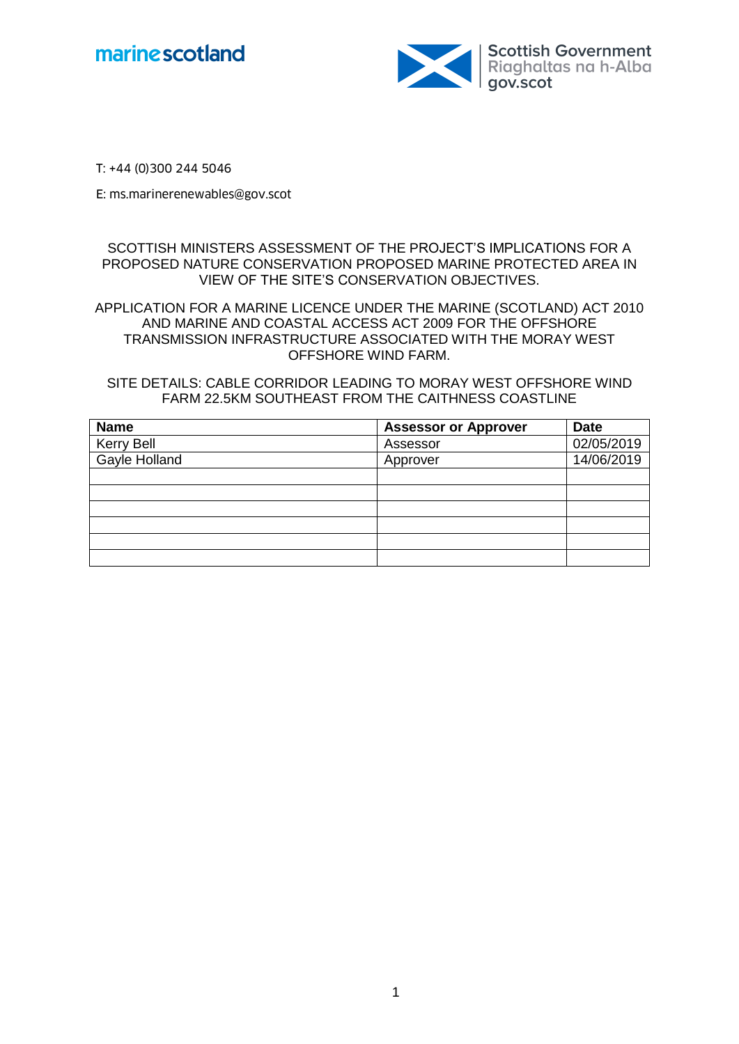marine scotland

Scottish Government
Riaghaltas na h-Alba
gov.scot

T: +44 (0)300 244 5046

E: ms.marinerenewables@gov.scot

SCOTTISH MINISTERS ASSESSMENT OF THE PROJECT'S IMPLICATIONS FOR A PROPOSED NATURE CONSERVATION PROPOSED MARINE PROTECTED AREA IN VIEW OF THE SITE'S CONSERVATION OBJECTIVES.

APPLICATION FOR A MARINE LICENCE UNDER THE MARINE (SCOTLAND) ACT 2010 AND MARINE AND COASTAL ACCESS ACT 2009 FOR THE OFFSHORE TRANSMISSION INFRASTRUCTURE ASSOCIATED WITH THE MORAY WEST OFFSHORE WIND FARM.

SITE DETAILS: CABLE CORRIDOR LEADING TO MORAY WEST OFFSHORE WIND FARM 22.5KM SOUTHEAST FROM THE CAITHNESS COASTLINE

| Name | Assessor or Approver | Date |
|---|---|---|
| Kerry Bell | Assessor | 02/05/2019 |
| Gayle Holland | Approver | 14/06/2019 |
| | | |
| | | |
| | | |
| | | |
| | | |
| | | |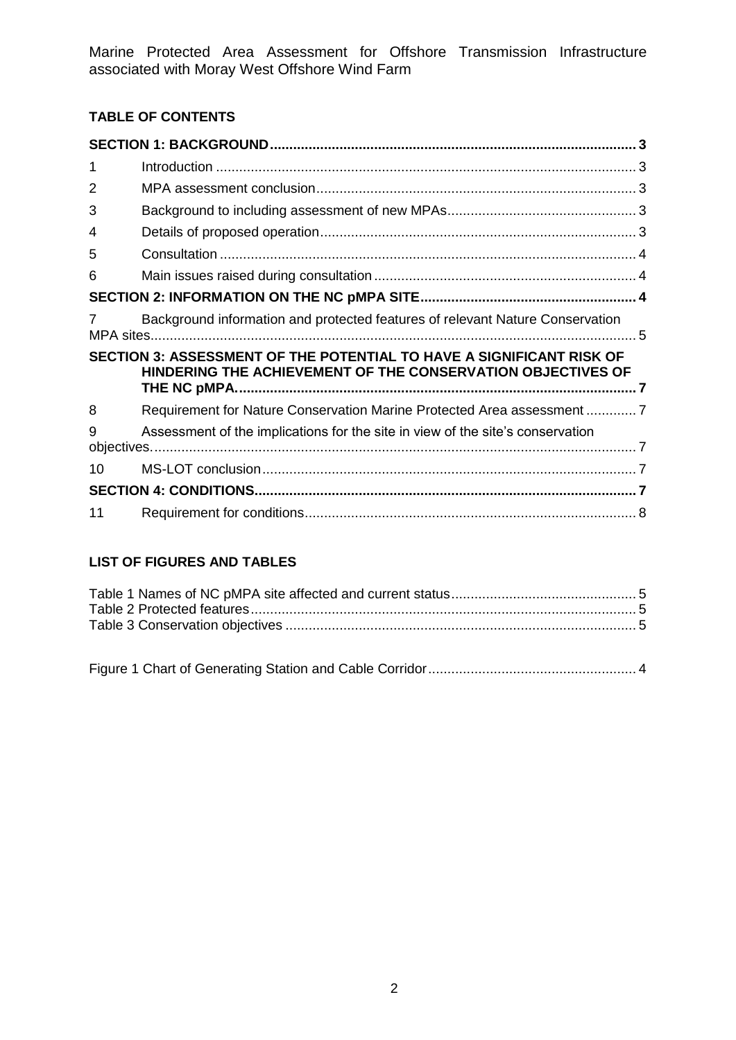Marine Protected Area Assessment for Offshore Transmission Infrastructure associated with Moray West Offshore Wind Farm

**TABLE OF CONTENTS**

| | | |
|---|---|---|
| **SECTION 1: BACKGROUND** | | **3** |
| 1 | Introduction | 3 |
| 2 | MPA assessment conclusion | 3 |
| 3 | Background to including assessment of new MPAs | 3 |
| 4 | Details of proposed operation | 3 |
| 5 | Consultation | 4 |
| 6 | Main issues raised during consultation | 4 |
| **SECTION 2: INFORMATION ON THE NC pMPA SITE** | | **4** |
| 7 | Background information and protected features of relevant Nature Conservation MPA sites | 5 |
| **SECTION 3: ASSESSMENT OF THE POTENTIAL TO HAVE A SIGNIFICANT RISK OF HINDERING THE ACHIEVEMENT OF THE CONSERVATION OBJECTIVES OF THE NC pMPA.** | | **7** |
| 8 | Requirement for Nature Conservation Marine Protected Area assessment | 7 |
| 9 | Assessment of the implications for the site in view of the site's conservation objectives. | 7 |
| 10 | MS-LOT conclusion | 7 |
| **SECTION 4: CONDITIONS** | | **7** |
| 11 | Requirement for conditions | 8 |

**LIST OF FIGURES AND TABLES**

| | |
|---|---|
| Table 1 Names of NC pMPA site affected and current status | 5 |
| Table 2 Protected features | 5 |
| Table 3 Conservation objectives | 5 |

| | |
|---|---|
| Figure 1 Chart of Generating Station and Cable Corridor | 4 |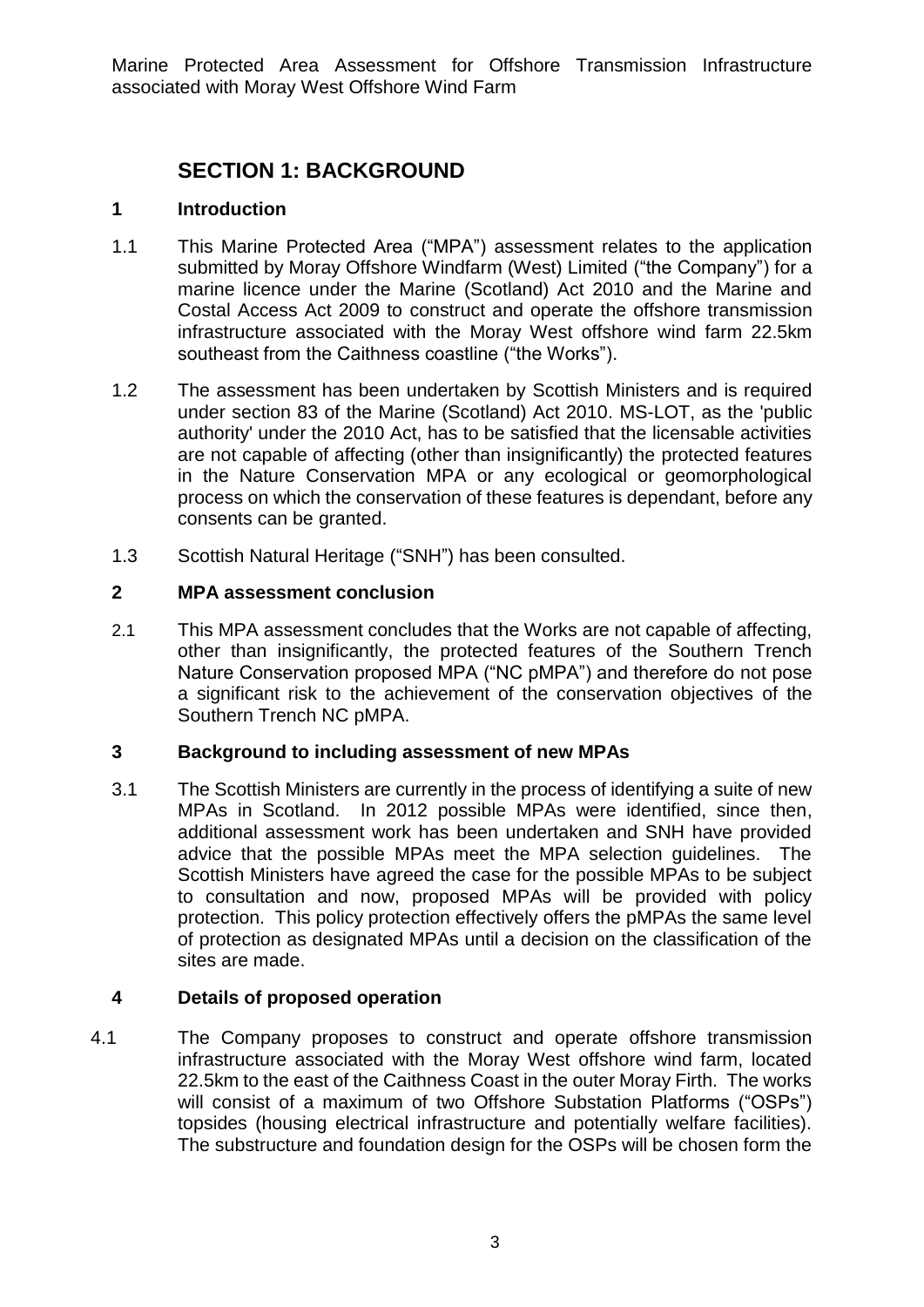# SECTION 1: BACKGROUND

## 1 Introduction

1.1 This Marine Protected Area ("MPA") assessment relates to the application submitted by Moray Offshore Windfarm (West) Limited ("the Company") for a marine licence under the Marine (Scotland) Act 2010 and the Marine and Costal Access Act 2009 to construct and operate the offshore transmission infrastructure associated with the Moray West offshore wind farm 22.5km southeast from the Caithness coastline ("the Works").

1.2 The assessment has been undertaken by Scottish Ministers and is required under section 83 of the Marine (Scotland) Act 2010. MS-LOT, as the 'public authority' under the 2010 Act, has to be satisfied that the licensable activities are not capable of affecting (other than insignificantly) the protected features in the Nature Conservation MPA or any ecological or geomorphological process on which the conservation of these features is dependant, before any consents can be granted.

1.3 Scottish Natural Heritage ("SNH") has been consulted.

## 2 MPA assessment conclusion

2.1 This MPA assessment concludes that the Works are not capable of affecting, other than insignificantly, the protected features of the Southern Trench Nature Conservation proposed MPA ("NC pMPA") and therefore do not pose a significant risk to the achievement of the conservation objectives of the Southern Trench NC pMPA.

## 3 Background to including assessment of new MPAs

3.1 The Scottish Ministers are currently in the process of identifying a suite of new MPAs in Scotland. In 2012 possible MPAs were identified, since then, additional assessment work has been undertaken and SNH have provided advice that the possible MPAs meet the MPA selection guidelines. The Scottish Ministers have agreed the case for the possible MPAs to be subject to consultation and now, proposed MPAs will be provided with policy protection. This policy protection effectively offers the pMPAs the same level of protection as designated MPAs until a decision on the classification of the sites are made.

## 4 Details of proposed operation

4.1 The Company proposes to construct and operate offshore transmission infrastructure associated with the Moray West offshore wind farm, located 22.5km to the east of the Caithness Coast in the outer Moray Firth. The works will consist of a maximum of two Offshore Substation Platforms ("OSPs") topsides (housing electrical infrastructure and potentially welfare facilities). The substructure and foundation design for the OSPs will be chosen form the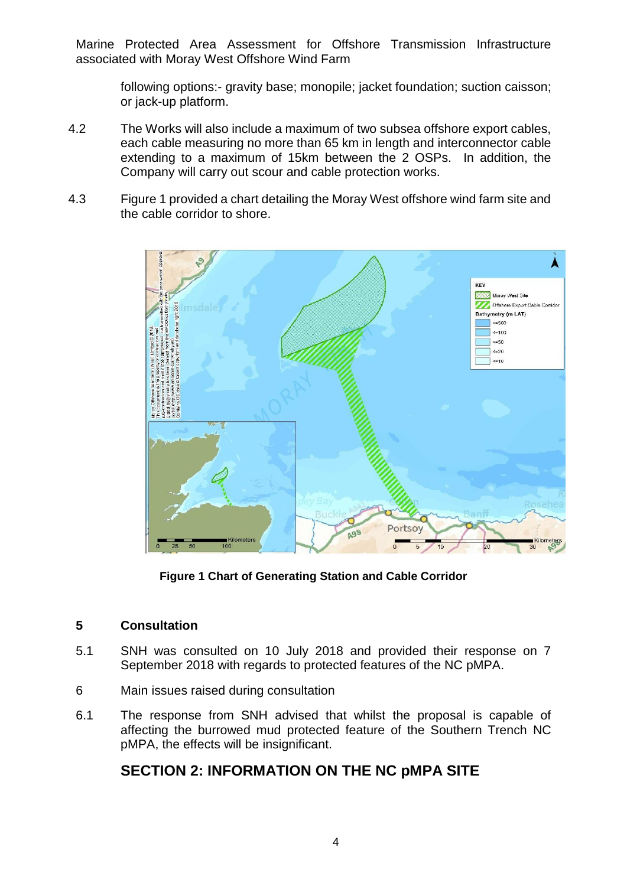following options:- gravity base; monopile; jacket foundation; suction caisson; or jack-up platform.

4.2 The Works will also include a maximum of two subsea offshore export cables, each cable measuring no more than 65 km in length and interconnector cable extending to a maximum of 15km between the 2 OSPs. In addition, the Company will carry out scour and cable protection works.

4.3 Figure 1 provided a chart detailing the Moray West offshore wind farm site and the cable corridor to shore.

**Figure 1 Chart of Generating Station and Cable Corridor**

## 5 Consultation

5.1 SNH was consulted on 10 July 2018 and provided their response on 7 September 2018 with regards to protected features of the NC pMPA.

6 Main issues raised during consultation

6.1 The response from SNH advised that whilst the proposal is capable of affecting the burrowed mud protected feature of the Southern Trench NC pMPA, the effects will be insignificant.

## SECTION 2: INFORMATION ON THE NC pMPA SITE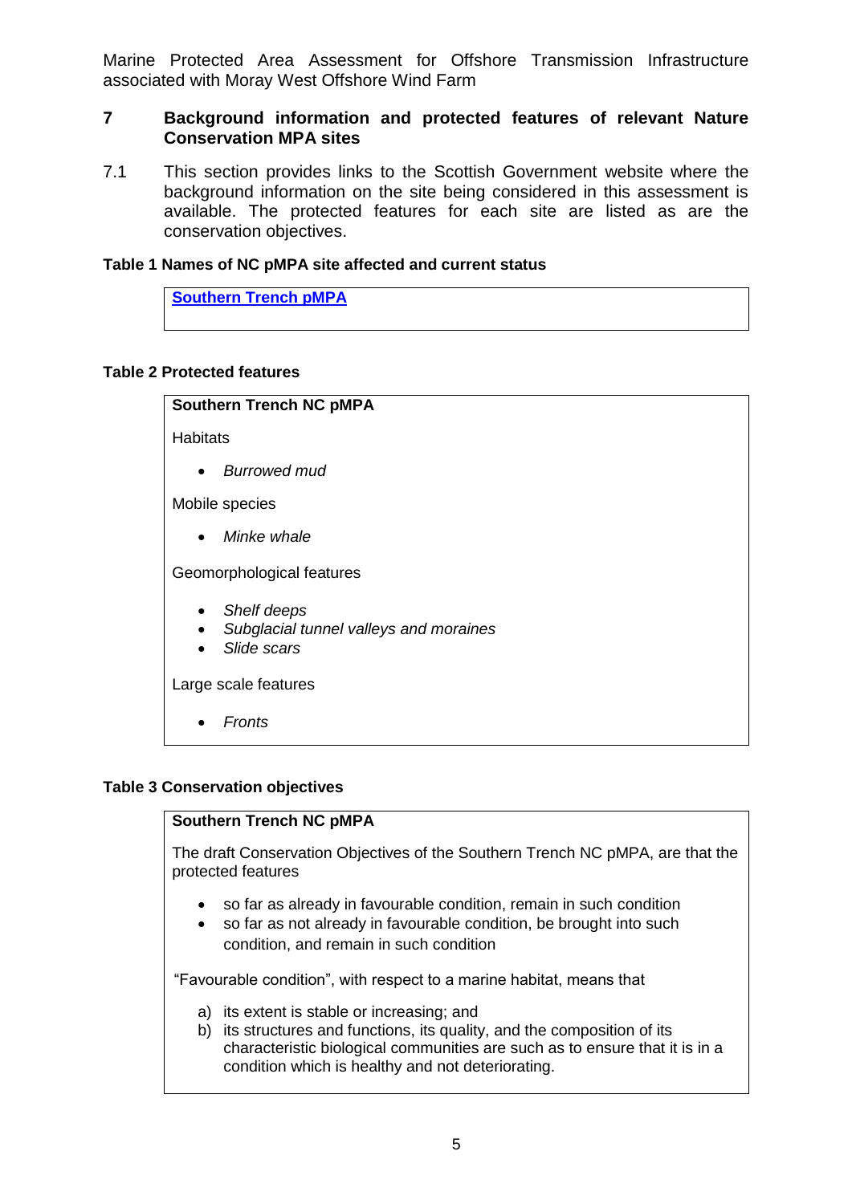## 7 Background information and protected features of relevant Nature Conservation MPA sites

7.1 This section provides links to the Scottish Government website where the background information on the site being considered in this assessment is available. The protected features for each site are listed as are the conservation objectives.

**Table 1 Names of NC pMPA site affected and current status**

| [Southern Trench pMPA]() |
|---|

**Table 2 Protected features**

| **Southern Trench NC pMPA** |
|---|
| Habitats<br>• *Burrowed mud*<br><br>Mobile species<br>• *Minke whale*<br><br>Geomorphological features<br>• *Shelf deeps*<br>• *Subglacial tunnel valleys and moraines*<br>• *Slide scars*<br><br>Large scale features<br>• *Fronts* |

**Table 3 Conservation objectives**

| **Southern Trench NC pMPA** |
|---|
| The draft Conservation Objectives of the Southern Trench NC pMPA, are that the protected features<br>• so far as already in favourable condition, remain in such condition<br>• so far as not already in favourable condition, be brought into such condition, and remain in such condition<br><br>"Favourable condition", with respect to a marine habitat, means that<br>a) its extent is stable or increasing; and<br>b) its structures and functions, its quality, and the composition of its characteristic biological communities are such as to ensure that it is in a condition which is healthy and not deteriorating. |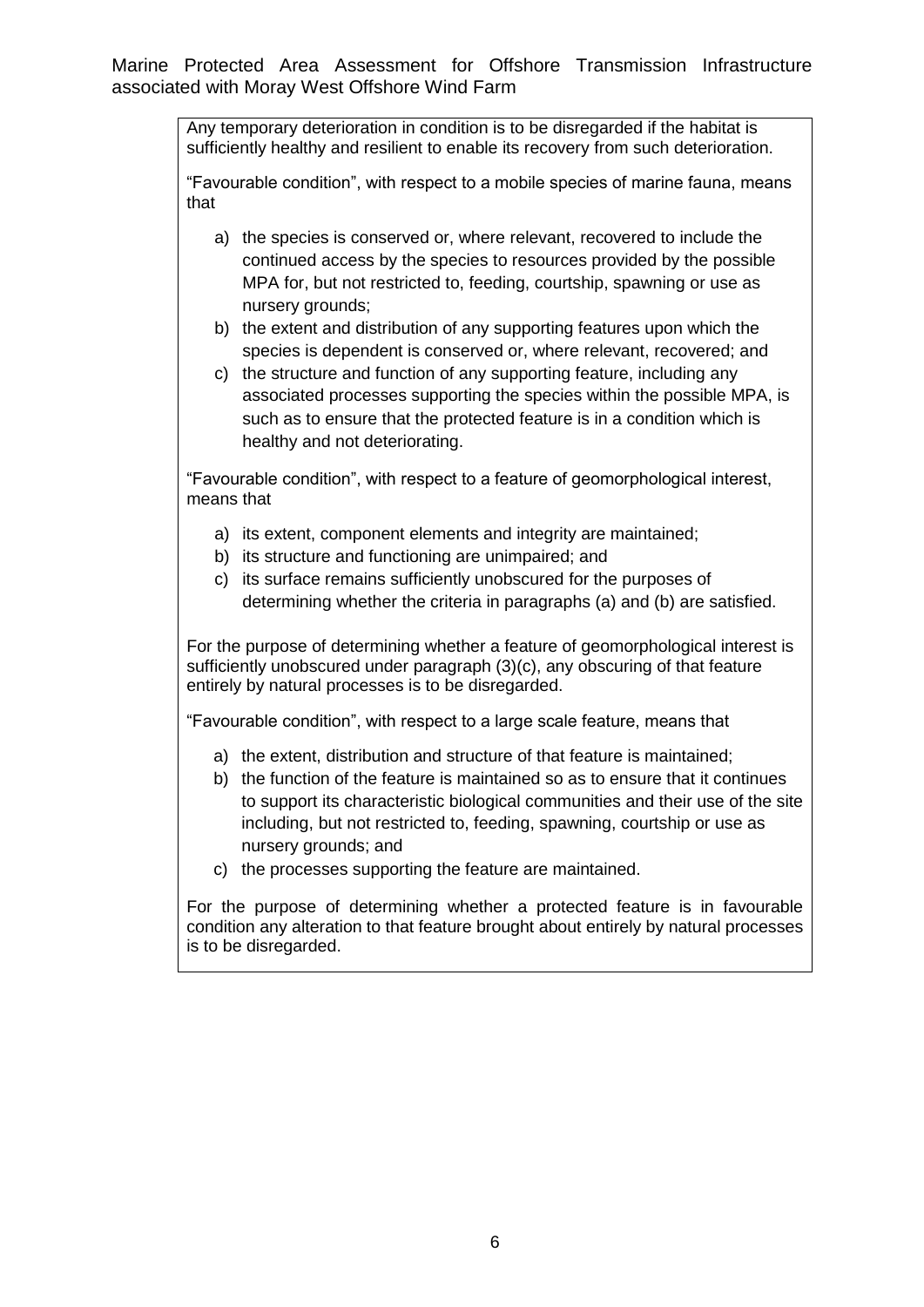Any temporary deterioration in condition is to be disregarded if the habitat is sufficiently healthy and resilient to enable its recovery from such deterioration.

"Favourable condition", with respect to a mobile species of marine fauna, means that

a) the species is conserved or, where relevant, recovered to include the continued access by the species to resources provided by the possible MPA for, but not restricted to, feeding, courtship, spawning or use as nursery grounds;
b) the extent and distribution of any supporting features upon which the species is dependent is conserved or, where relevant, recovered; and
c) the structure and function of any supporting feature, including any associated processes supporting the species within the possible MPA, is such as to ensure that the protected feature is in a condition which is healthy and not deteriorating.

"Favourable condition", with respect to a feature of geomorphological interest, means that

a) its extent, component elements and integrity are maintained;
b) its structure and functioning are unimpaired; and
c) its surface remains sufficiently unobscured for the purposes of determining whether the criteria in paragraphs (a) and (b) are satisfied.

For the purpose of determining whether a feature of geomorphological interest is sufficiently unobscured under paragraph (3)(c), any obscuring of that feature entirely by natural processes is to be disregarded.

"Favourable condition", with respect to a large scale feature, means that

a) the extent, distribution and structure of that feature is maintained;
b) the function of the feature is maintained so as to ensure that it continues to support its characteristic biological communities and their use of the site including, but not restricted to, feeding, spawning, courtship or use as nursery grounds; and
c) the processes supporting the feature are maintained.

For the purpose of determining whether a protected feature is in favourable condition any alteration to that feature brought about entirely by natural processes is to be disregarded.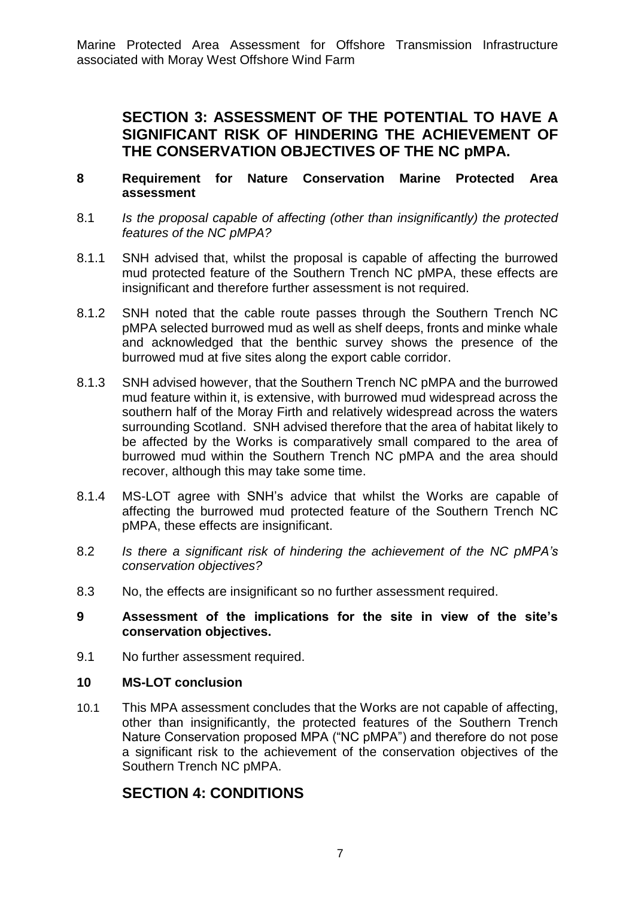## SECTION 3: ASSESSMENT OF THE POTENTIAL TO HAVE A SIGNIFICANT RISK OF HINDERING THE ACHIEVEMENT OF THE CONSERVATION OBJECTIVES OF THE NC pMPA.

### 8 Requirement for Nature Conservation Marine Protected Area assessment

8.1 *Is the proposal capable of affecting (other than insignificantly) the protected features of the NC pMPA?*

8.1.1 SNH advised that, whilst the proposal is capable of affecting the burrowed mud protected feature of the Southern Trench NC pMPA, these effects are insignificant and therefore further assessment is not required.

8.1.2 SNH noted that the cable route passes through the Southern Trench NC pMPA selected burrowed mud as well as shelf deeps, fronts and minke whale and acknowledged that the benthic survey shows the presence of the burrowed mud at five sites along the export cable corridor.

8.1.3 SNH advised however, that the Southern Trench NC pMPA and the burrowed mud feature within it, is extensive, with burrowed mud widespread across the southern half of the Moray Firth and relatively widespread across the waters surrounding Scotland. SNH advised therefore that the area of habitat likely to be affected by the Works is comparatively small compared to the area of burrowed mud within the Southern Trench NC pMPA and the area should recover, although this may take some time.

8.1.4 MS-LOT agree with SNH's advice that whilst the Works are capable of affecting the burrowed mud protected feature of the Southern Trench NC pMPA, these effects are insignificant.

8.2 *Is there a significant risk of hindering the achievement of the NC pMPA's conservation objectives?*

8.3 No, the effects are insignificant so no further assessment required.

### 9 Assessment of the implications for the site in view of the site's conservation objectives.

9.1 No further assessment required.

### 10 MS-LOT conclusion

10.1 This MPA assessment concludes that the Works are not capable of affecting, other than insignificantly, the protected features of the Southern Trench Nature Conservation proposed MPA ("NC pMPA") and therefore do not pose a significant risk to the achievement of the conservation objectives of the Southern Trench NC pMPA.

## SECTION 4: CONDITIONS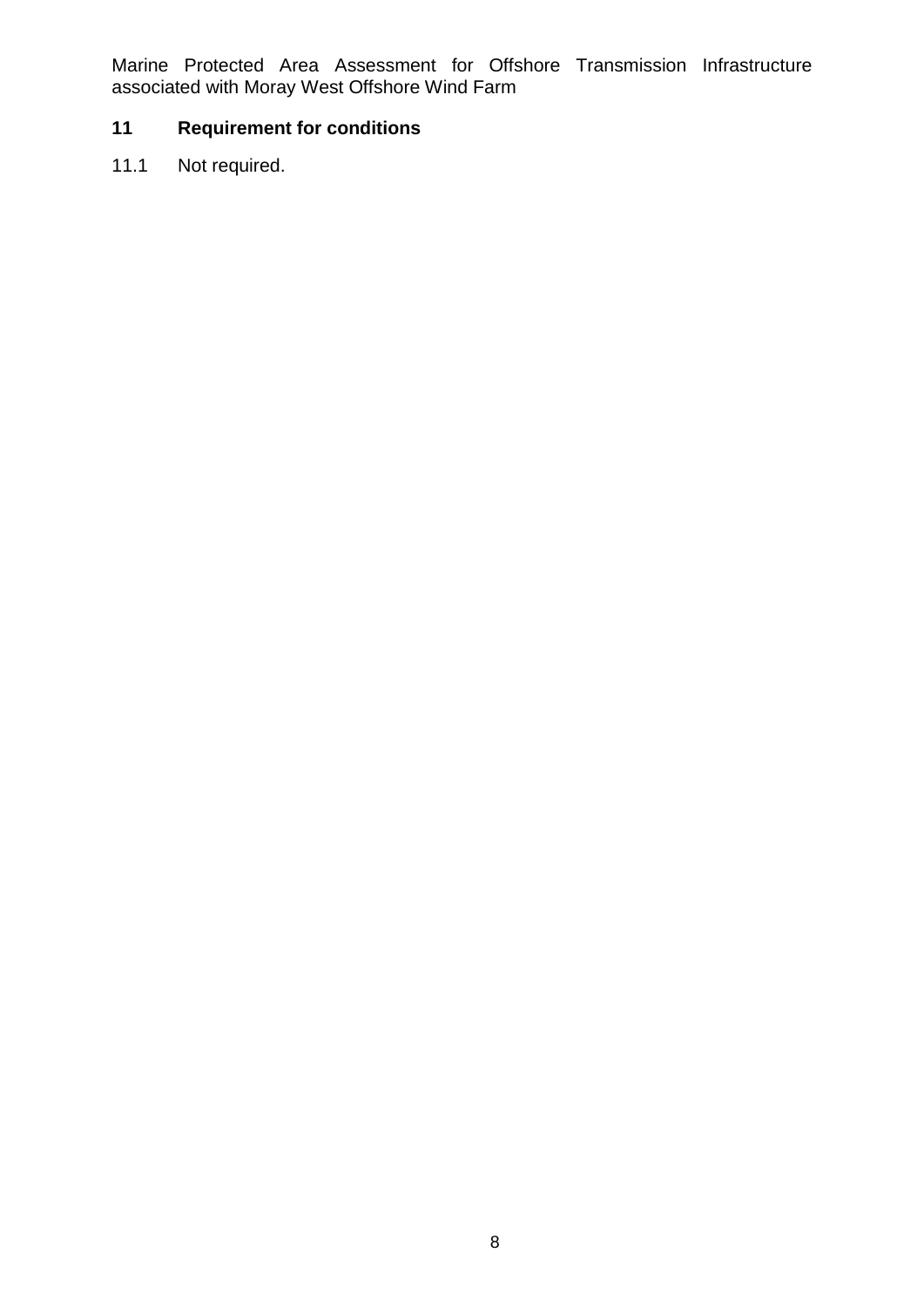## 11 Requirement for conditions

11.1 Not required.